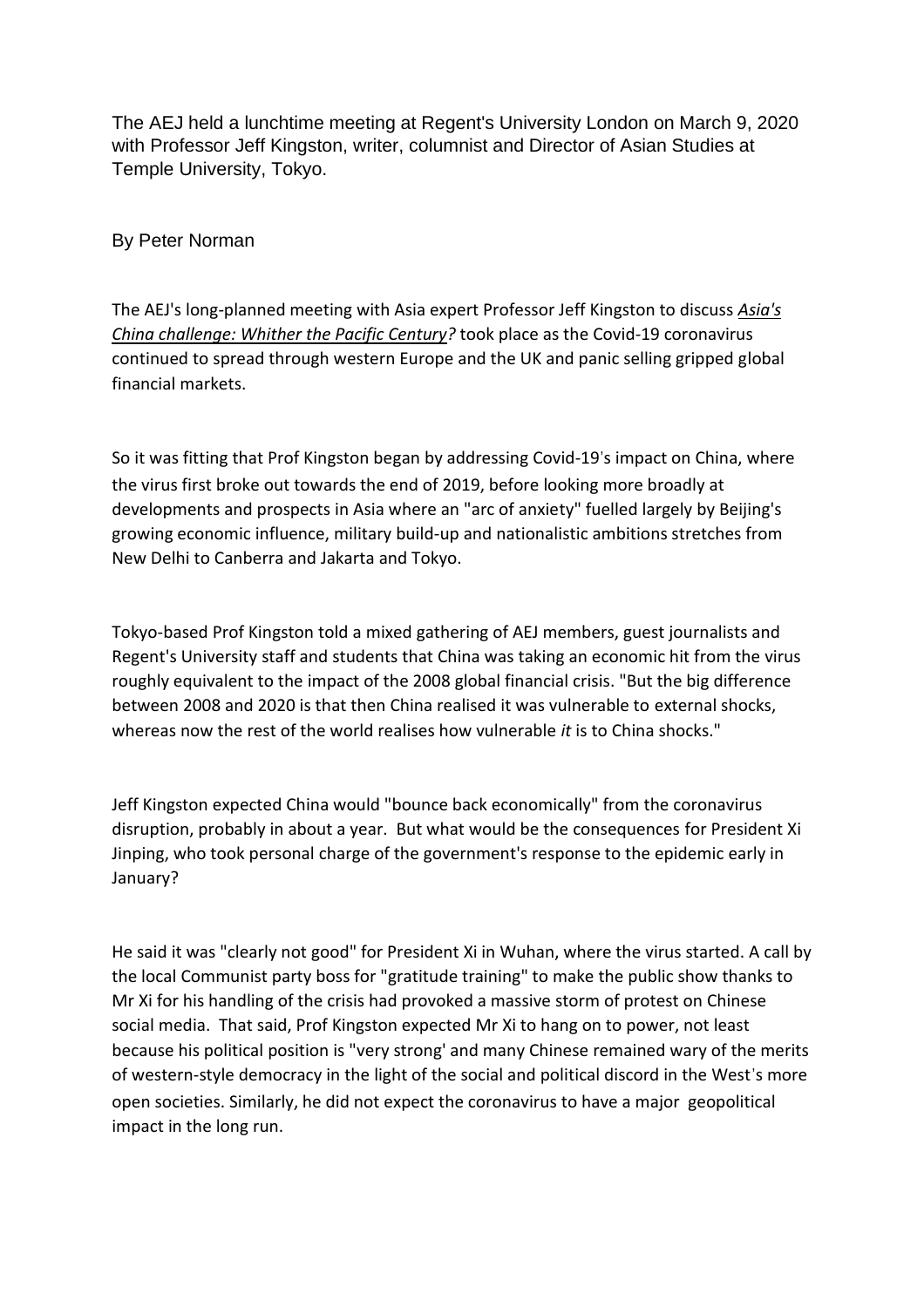The AEJ held a lunchtime meeting at Regent's University London on March 9, 2020 with Professor Jeff Kingston, writer, columnist and Director of Asian Studies at Temple University, Tokyo.

By Peter Norman

The AEJ's long-planned meeting with Asia expert Professor Jeff Kingston to discuss *Asia's China challenge: Whither the Pacific Century?* took place as the Covid-19 coronavirus continued to spread through western Europe and the UK and panic selling gripped global financial markets.

So it was fitting that Prof Kingston began by addressing Covid-19's impact on China, where the virus first broke out towards the end of 2019, before looking more broadly at developments and prospects in Asia where an "arc of anxiety" fuelled largely by Beijing's growing economic influence, military build-up and nationalistic ambitions stretches from New Delhi to Canberra and Jakarta and Tokyo.

Tokyo-based Prof Kingston told a mixed gathering of AEJ members, guest journalists and Regent's University staff and students that China was taking an economic hit from the virus roughly equivalent to the impact of the 2008 global financial crisis. "But the big difference between 2008 and 2020 is that then China realised it was vulnerable to external shocks, whereas now the rest of the world realises how vulnerable *it* is to China shocks."

Jeff Kingston expected China would "bounce back economically" from the coronavirus disruption, probably in about a year. But what would be the consequences for President Xi Jinping, who took personal charge of the government's response to the epidemic early in January?

He said it was "clearly not good" for President Xi in Wuhan, where the virus started. A call by the local Communist party boss for "gratitude training" to make the public show thanks to Mr Xi for his handling of the crisis had provoked a massive storm of protest on Chinese social media. That said, Prof Kingston expected Mr Xi to hang on to power, not least because his political position is "very strong' and many Chinese remained wary of the merits of western-style democracy in the light of the social and political discord in the West's more open societies. Similarly, he did not expect the coronavirus to have a major geopolitical impact in the long run.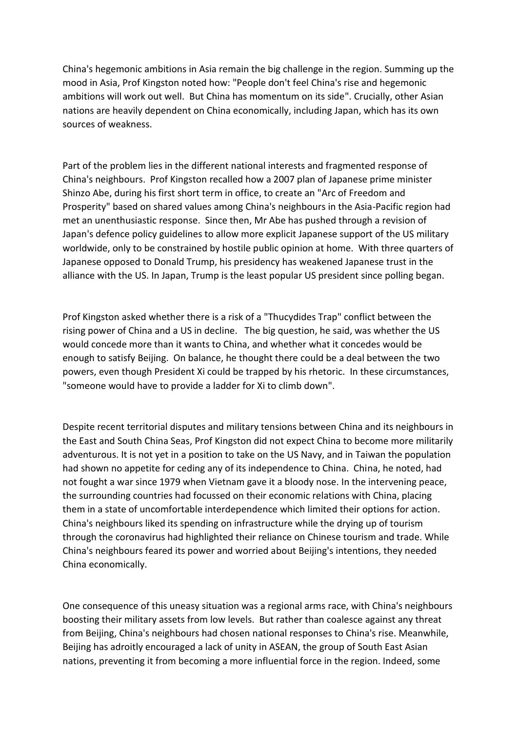China's hegemonic ambitions in Asia remain the big challenge in the region. Summing up the mood in Asia, Prof Kingston noted how: "People don't feel China's rise and hegemonic ambitions will work out well. But China has momentum on its side". Crucially, other Asian nations are heavily dependent on China economically, including Japan, which has its own sources of weakness.

Part of the problem lies in the different national interests and fragmented response of China's neighbours. Prof Kingston recalled how a 2007 plan of Japanese prime minister Shinzo Abe, during his first short term in office, to create an "Arc of Freedom and Prosperity" based on shared values among China's neighbours in the Asia-Pacific region had met an unenthusiastic response. Since then, Mr Abe has pushed through a revision of Japan's defence policy guidelines to allow more explicit Japanese support of the US military worldwide, only to be constrained by hostile public opinion at home. With three quarters of Japanese opposed to Donald Trump, his presidency has weakened Japanese trust in the alliance with the US. In Japan, Trump is the least popular US president since polling began.

Prof Kingston asked whether there is a risk of a "Thucydides Trap" conflict between the rising power of China and a US in decline. The big question, he said, was whether the US would concede more than it wants to China, and whether what it concedes would be enough to satisfy Beijing. On balance, he thought there could be a deal between the two powers, even though President Xi could be trapped by his rhetoric. In these circumstances, "someone would have to provide a ladder for Xi to climb down".

Despite recent territorial disputes and military tensions between China and its neighbours in the East and South China Seas, Prof Kingston did not expect China to become more militarily adventurous. It is not yet in a position to take on the US Navy, and in Taiwan the population had shown no appetite for ceding any of its independence to China. China, he noted, had not fought a war since 1979 when Vietnam gave it a bloody nose. In the intervening peace, the surrounding countries had focussed on their economic relations with China, placing them in a state of uncomfortable interdependence which limited their options for action. China's neighbours liked its spending on infrastructure while the drying up of tourism through the coronavirus had highlighted their reliance on Chinese tourism and trade. While China's neighbours feared its power and worried about Beijing's intentions, they needed China economically.

One consequence of this uneasy situation was a regional arms race, with China's neighbours boosting their military assets from low levels. But rather than coalesce against any threat from Beijing, China's neighbours had chosen national responses to China's rise. Meanwhile, Beijing has adroitly encouraged a lack of unity in ASEAN, the group of South East Asian nations, preventing it from becoming a more influential force in the region. Indeed, some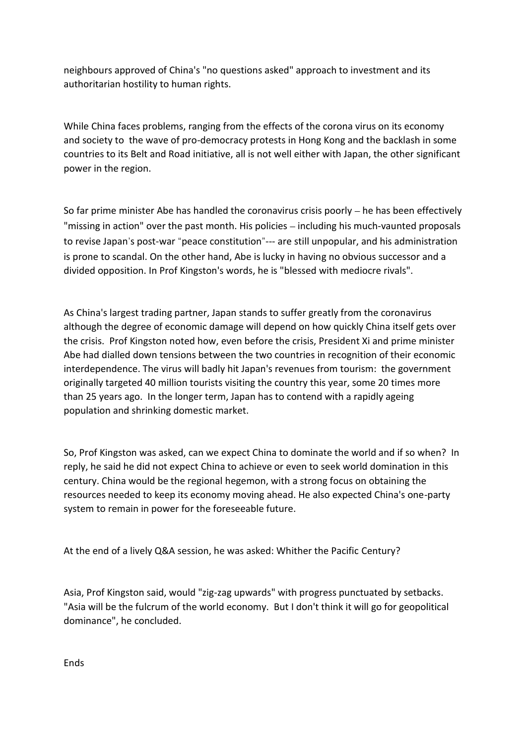neighbours approved of China's "no questions asked" approach to investment and its authoritarian hostility to human rights.

While China faces problems, ranging from the effects of the corona virus on its economy and society to the wave of pro-democracy protests in Hong Kong and the backlash in some countries to its Belt and Road initiative, all is not well either with Japan, the other significant power in the region.

So far prime minister Abe has handled the coronavirus crisis poorly – he has been effectively "missing in action" over the past month. His policies – including his much-vaunted proposals to revise Japan's post-war "peace constitution"--- are still unpopular, and his administration is prone to scandal. On the other hand, Abe is lucky in having no obvious successor and a divided opposition. In Prof Kingston's words, he is "blessed with mediocre rivals".

As China's largest trading partner, Japan stands to suffer greatly from the coronavirus although the degree of economic damage will depend on how quickly China itself gets over the crisis. Prof Kingston noted how, even before the crisis, President Xi and prime minister Abe had dialled down tensions between the two countries in recognition of their economic interdependence. The virus will badly hit Japan's revenues from tourism: the government originally targeted 40 million tourists visiting the country this year, some 20 times more than 25 years ago. In the longer term, Japan has to contend with a rapidly ageing population and shrinking domestic market.

So, Prof Kingston was asked, can we expect China to dominate the world and if so when? In reply, he said he did not expect China to achieve or even to seek world domination in this century. China would be the regional hegemon, with a strong focus on obtaining the resources needed to keep its economy moving ahead. He also expected China's one-party system to remain in power for the foreseeable future.

At the end of a lively Q&A session, he was asked: Whither the Pacific Century?

Asia, Prof Kingston said, would "zig-zag upwards" with progress punctuated by setbacks. "Asia will be the fulcrum of the world economy. But I don't think it will go for geopolitical dominance", he concluded.

Ends